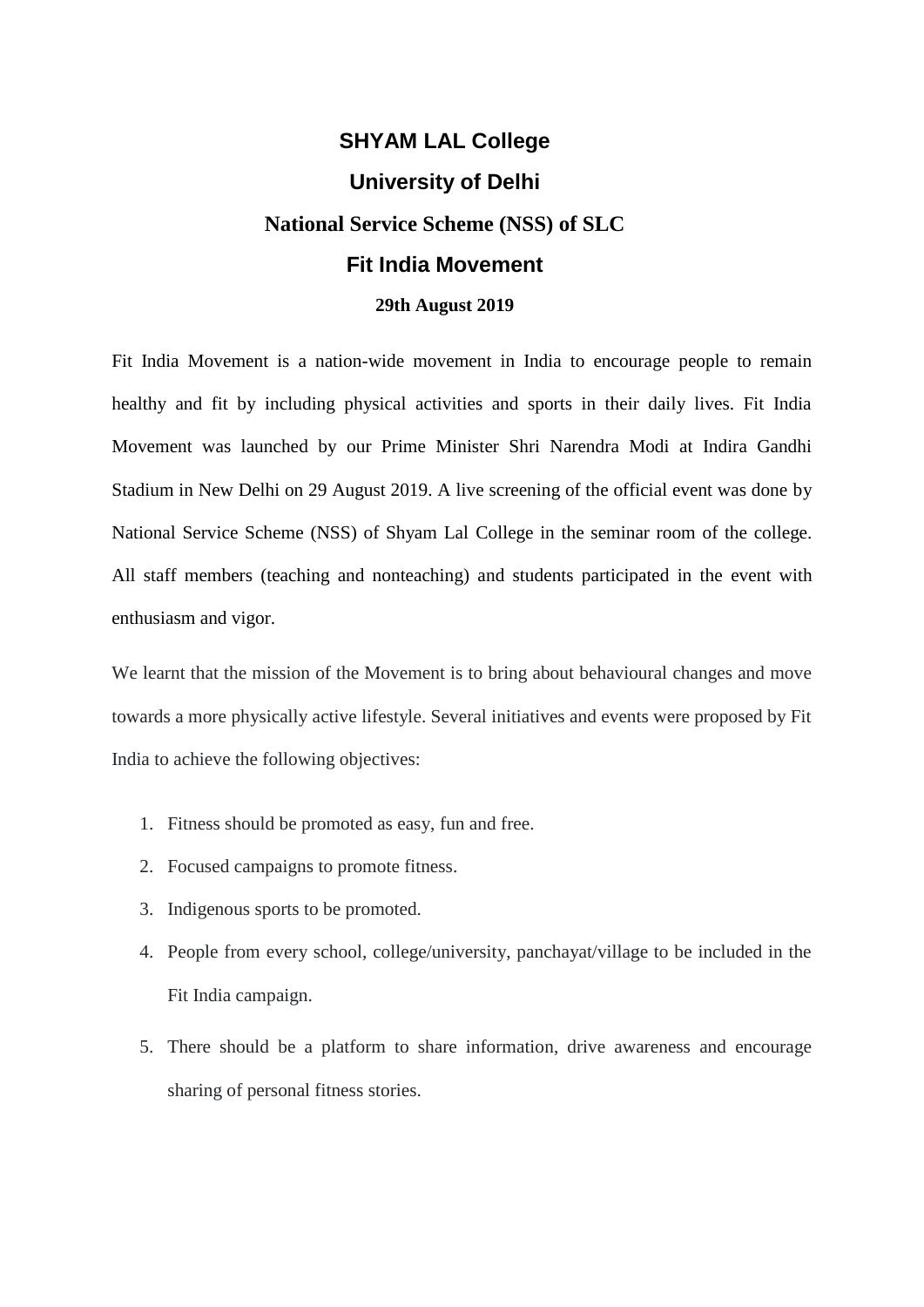# SHYAM LAL College

## University of Delhi

## National Service Scheme (NSS) of SLC

## Fit India Movement

**29th August 2019**

Fit India Movement is a nation-wide movement in India to encourage people to remain healthy and fit by including physical activities and sports in their daily lives. Fit India Movement was launched by our Prime Minister Shri Narendra Modi at Indira Gandhi Stadium in New Delhi on 29 August 2019. A live screening of the official event was done by National Service Scheme (NSS) of Shyam Lal College in the seminar room of the college. All staff members (teaching and nonteaching) and students participated in the event with enthusiasm and vigor.

We learnt that the mission of the Movement is to bring about behavioural changes and move towards a more physically active lifestyle. Several initiatives and events were proposed by Fit India to achieve the following objectives:

1. Fitness should be promoted as easy, fun and free.
2. Focused campaigns to promote fitness.
3. Indigenous sports to be promoted.
4. People from every school, college/university, panchayat/village to be included in the Fit India campaign.
5. There should be a platform to share information, drive awareness and encourage sharing of personal fitness stories.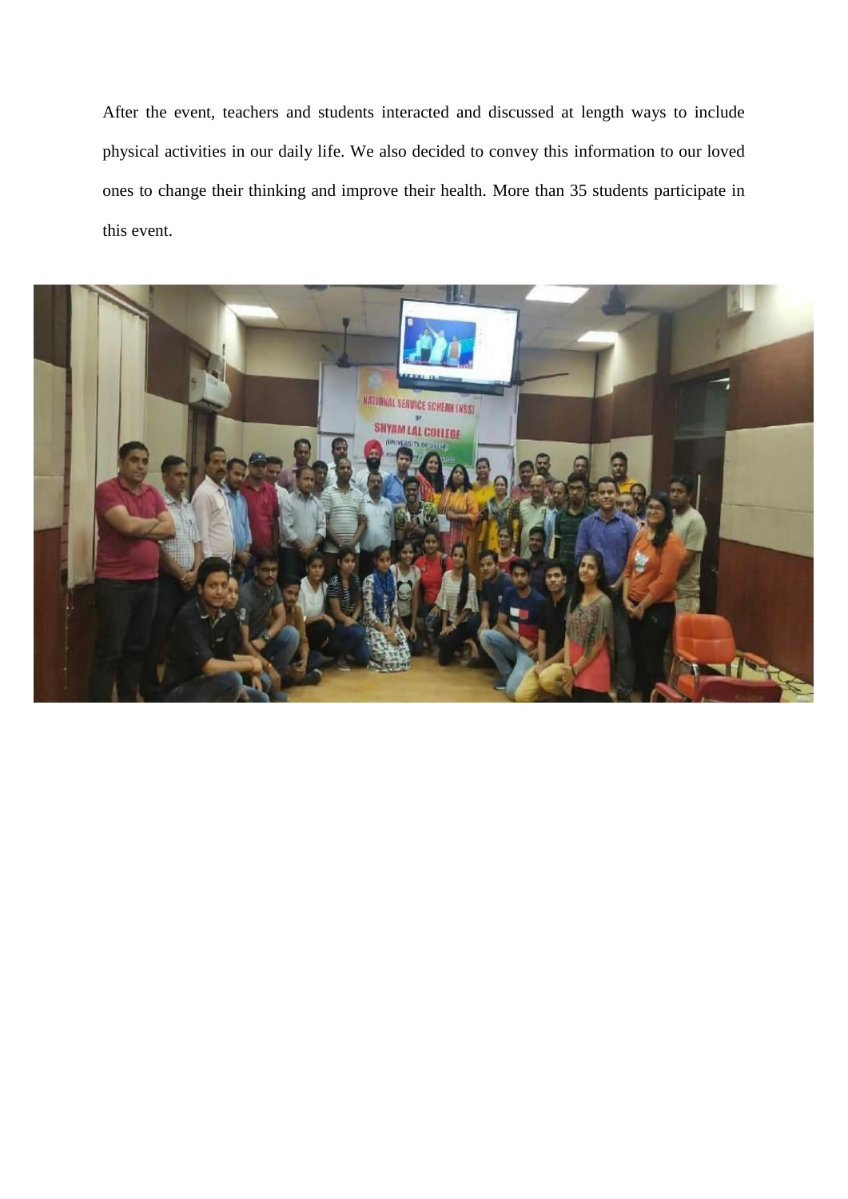After the event, teachers and students interacted and discussed at length ways to include physical activities in our daily life. We also decided to convey this information to our loved ones to change their thinking and improve their health. More than 35 students participate in this event.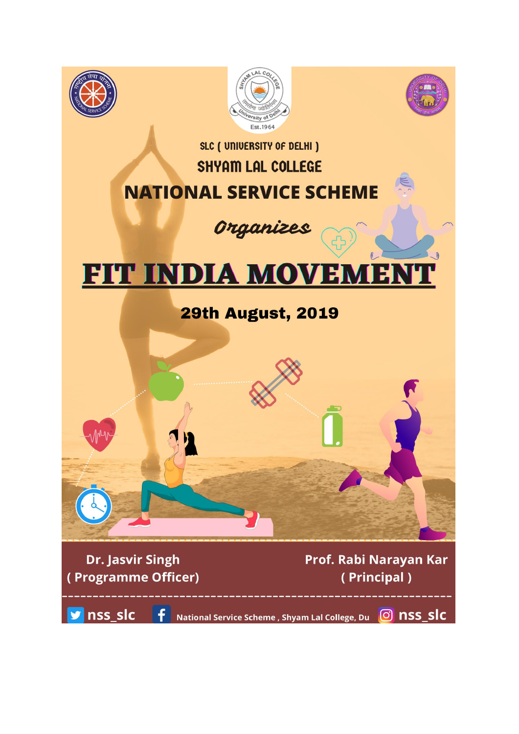SLC ( UNIVERSITY OF DELHI )

SHYAM LAL COLLEGE

# NATIONAL SERVICE SCHEME

*Organizes*

# FIT INDIA MOVEMENT

**29th August, 2019**

**Dr. Jasvir Singh**
**( Programme Officer)**

**Prof. Rabi Narayan Kar**
**( Principal )**

nss_slc | National Service Scheme , Shyam Lal College, Du | nss_slc